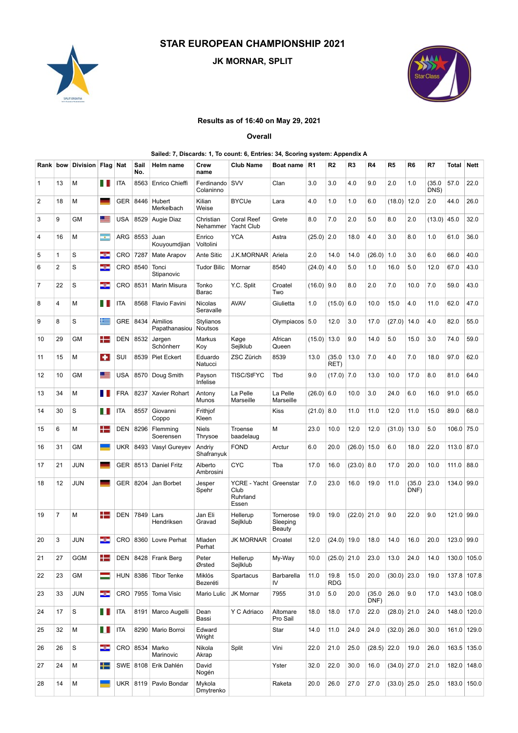# STAR EUROPEAN CHAMPIONSHIP 2021

## JK MORNAR, SPLIT

**Results as of 16:40 on May 29, 2021**

**Overall**

**Sailed: 7, Discards: 1, To count: 6, Entries: 34, Scoring system: Appendix A**

| Rank | bow | Division | Flag | Nat | Sail No. | Helm name | Crew name | Club Name | Boat name | R1 | R2 | R3 | R4 | R5 | R6 | R7 | Total | Nett |
|---|---|---|---|---|---|---|---|---|---|---|---|---|---|---|---|---|---|---|
| 1 | 13 | M | | ITA | 8563 | Enrico Chieffi | Ferdinando Colaninno | SVV | Clan | 3.0 | 3.0 | 4.0 | 9.0 | 2.0 | 1.0 | (35.0 DNS) | 57.0 | 22.0 |
| 2 | 18 | M | | GER | 8446 | Hubert Merkelbach | Kilian Weise | BYCUe | Lara | 4.0 | 1.0 | 1.0 | 6.0 | (18.0) | 12.0 | 2.0 | 44.0 | 26.0 |
| 3 | 9 | GM | | USA | 8529 | Augie Diaz | Christian Nehammer | Coral Reef Yacht Club | Grete | 8.0 | 7.0 | 2.0 | 5.0 | 8.0 | 2.0 | (13.0) | 45.0 | 32.0 |
| 4 | 16 | M | | ARG | 8553 | Juan Kouyoumdjian | Enrico Voltolini | YCA | Astra | (25.0) | 2.0 | 18.0 | 4.0 | 3.0 | 8.0 | 1.0 | 61.0 | 36.0 |
| 5 | 1 | S | | CRO | 7287 | Mate Arapov | Ante Sitic | J.K.MORNAR | Ariela | 2.0 | 14.0 | 14.0 | (26.0) | 1.0 | 3.0 | 6.0 | 66.0 | 40.0 |
| 6 | 2 | S | | CRO | 8540 | Tonci Stipanovic | Tudor Bilic | Mornar | 8540 | (24.0) | 4.0 | 5.0 | 1.0 | 16.0 | 5.0 | 12.0 | 67.0 | 43.0 |
| 7 | 22 | S | | CRO | 8531 | Marin Misura | Tonko Barac | Y.C. Split | Croatel Two | (16.0) | 9.0 | 8.0 | 2.0 | 7.0 | 10.0 | 7.0 | 59.0 | 43.0 |
| 8 | 4 | M | | ITA | 8568 | Flavio Favini | Nicolas Seravalle | AVAV | Giulietta | 1.0 | (15.0) | 6.0 | 10.0 | 15.0 | 4.0 | 11.0 | 62.0 | 47.0 |
| 9 | 8 | S | | GRE | 8434 | Aimilios Papathanasiou | Stylianos Noutsos | | Olympiacos | 5.0 | 12.0 | 3.0 | 17.0 | (27.0) | 14.0 | 4.0 | 82.0 | 55.0 |
| 10 | 29 | GM | | DEN | 8532 | Jørgen Schönherr | Markus Koy | Køge Sejlklub | African Queen | (15.0) | 13.0 | 9.0 | 14.0 | 5.0 | 15.0 | 3.0 | 74.0 | 59.0 |
| 11 | 15 | M | | SUI | 8539 | Piet Eckert | Eduardo Natucci | ZSC Zürich | 8539 | 13.0 | (35.0 RET) | 13.0 | 7.0 | 4.0 | 7.0 | 18.0 | 97.0 | 62.0 |
| 12 | 10 | GM | | USA | 8570 | Doug Smith | Payson Infelise | TISC/StFYC | Tbd | 9.0 | (17.0) | 7.0 | 13.0 | 10.0 | 17.0 | 8.0 | 81.0 | 64.0 |
| 13 | 34 | M | | FRA | 8237 | Xavier Rohart | Antony Munos | La Pelle Marseille | La Pelle Marseille | (26.0) | 6.0 | 10.0 | 3.0 | 24.0 | 6.0 | 16.0 | 91.0 | 65.0 |
| 14 | 30 | S | | ITA | 8557 | Giovanni Coppo | Frithjof Kleen | | Kiss | (21.0) | 8.0 | 11.0 | 11.0 | 12.0 | 11.0 | 15.0 | 89.0 | 68.0 |
| 15 | 6 | M | | DEN | 8296 | Flemming Soerensen | Niels Thrysoe | Troense baadelaug | M | 23.0 | 10.0 | 12.0 | 12.0 | (31.0) | 13.0 | 5.0 | 106.0 | 75.0 |
| 16 | 31 | GM | | UKR | 8493 | Vasyl Gureyev | Andriy Shafranyuk | FOND | Arctur | 6.0 | 20.0 | (26.0) | 15.0 | 6.0 | 18.0 | 22.0 | 113.0 | 87.0 |
| 17 | 21 | JUN | | GER | 8513 | Daniel Fritz | Alberto Ambrosini | CYC | Tba | 17.0 | 16.0 | (23.0) | 8.0 | 17.0 | 20.0 | 10.0 | 111.0 | 88.0 |
| 18 | 12 | JUN | | GER | 8204 | Jan Borbet | Jesper Spehr | YCRE - Yacht Club Ruhrland Essen | Greenstar | 7.0 | 23.0 | 16.0 | 19.0 | 11.0 | (35.0 DNF) | 23.0 | 134.0 | 99.0 |
| 19 | 7 | M | | DEN | 7849 | Lars Hendriksen | Jan Eli Gravad | Hellerup Sejlklub | Tornerose Sleeping Beauty | 19.0 | 19.0 | (22.0) | 21.0 | 9.0 | 22.0 | 9.0 | 121.0 | 99.0 |
| 20 | 3 | JUN | | CRO | 8360 | Lovre Perhat | Mladen Perhat | JK MORNAR | Croatel | 12.0 | (24.0) | 19.0 | 18.0 | 14.0 | 16.0 | 20.0 | 123.0 | 99.0 |
| 21 | 27 | GGM | | DEN | 8428 | Frank Berg | Peter Ørsted | Hellerup Sejlklub | My-Way | 10.0 | (25.0) | 21.0 | 23.0 | 13.0 | 24.0 | 14.0 | 130.0 | 105.0 |
| 22 | 23 | GM | | HUN | 8386 | Tibor Tenke | Miklós Bezeréti | Spartacus | Barbarella IV | 11.0 | 19.8 RDG | 15.0 | 20.0 | (30.0) | 23.0 | 19.0 | 137.8 | 107.8 |
| 23 | 33 | JUN | | CRO | 7955 | Toma Visic | Mario Lulic | JK Mornar | 7955 | 31.0 | 5.0 | 20.0 | (35.0 DNF) | 26.0 | 9.0 | 17.0 | 143.0 | 108.0 |
| 24 | 17 | S | | ITA | 8191 | Marco Augelli | Dean Bassi | Y C Adriaco | Altomare Pro Sail | 18.0 | 18.0 | 17.0 | 22.0 | (28.0) | 21.0 | 24.0 | 148.0 | 120.0 |
| 25 | 32 | M | | ITA | 8290 | Mario Borroi | Edward Wright | | Star | 14.0 | 11.0 | 24.0 | 24.0 | (32.0) | 26.0 | 30.0 | 161.0 | 129.0 |
| 26 | 26 | S | | CRO | 8534 | Marko Marinovic | Nikola Akrap | Split | Vini | 22.0 | 21.0 | 25.0 | (28.5) | 22.0 | 19.0 | 26.0 | 163.5 | 135.0 |
| 27 | 24 | M | | SWE | 8108 | Erik Dahlén | David Nogén | | Yster | 32.0 | 22.0 | 30.0 | 16.0 | (34.0) | 27.0 | 21.0 | 182.0 | 148.0 |
| 28 | 14 | M | | UKR | 8119 | Pavlo Bondar | Mykola Dmytrenko | | Raketa | 20.0 | 26.0 | 27.0 | 27.0 | (33.0) | 25.0 | 25.0 | 183.0 | 150.0 |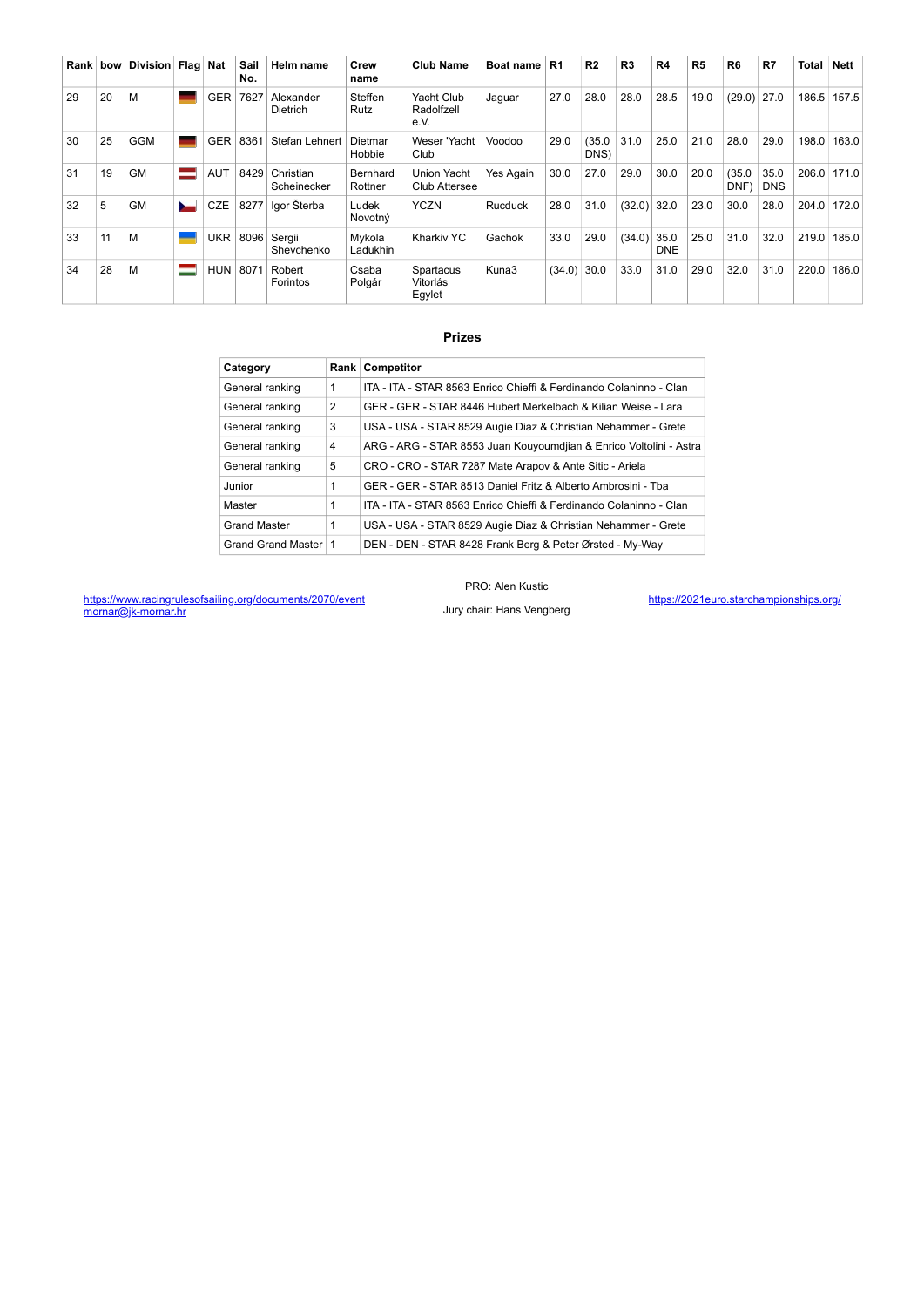| Rank | bow | Division | Flag | Nat | Sail No. | Helm name | Crew name | Club Name | Boat name | R1 | R2 | R3 | R4 | R5 | R6 | R7 | Total | Nett |
|---|---|---|---|---|---|---|---|---|---|---|---|---|---|---|---|---|---|---|
| 29 | 20 | M | | GER | 7627 | Alexander Dietrich | Steffen Rutz | Yacht Club Radolfzell e.V. | Jaguar | 27.0 | 28.0 | 28.0 | 28.5 | 19.0 | (29.0) | 27.0 | 186.5 | 157.5 |
| 30 | 25 | GGM | | GER | 8361 | Stefan Lehnert | Dietmar Hobbie | Weser 'Yacht Club | Voodoo | 29.0 | (35.0 DNS) | 31.0 | 25.0 | 21.0 | 28.0 | 29.0 | 198.0 | 163.0 |
| 31 | 19 | GM | | AUT | 8429 | Christian Scheinecker | Bernhard Rottner | Union Yacht Club Attersee | Yes Again | 30.0 | 27.0 | 29.0 | 30.0 | 20.0 | (35.0 DNF) | 35.0 DNS | 206.0 | 171.0 |
| 32 | 5 | GM | | CZE | 8277 | Igor Šterba | Ludek Novotný | YCZN | Rucduck | 28.0 | 31.0 | (32.0) | 32.0 | 23.0 | 30.0 | 28.0 | 204.0 | 172.0 |
| 33 | 11 | M | | UKR | 8096 | Sergii Shevchenko | Mykola Ladukhin | Kharkiv YC | Gachok | 33.0 | 29.0 | (34.0) | 35.0 DNE | 25.0 | 31.0 | 32.0 | 219.0 | 185.0 |
| 34 | 28 | M | | HUN | 8071 | Robert Forintos | Csaba Polgár | Spartacus Vitorlás Egylet | Kuna3 | (34.0) | 30.0 | 33.0 | 31.0 | 29.0 | 32.0 | 31.0 | 220.0 | 186.0 |

## Prizes

| Category | Rank | Competitor |
|---|---|---|
| General ranking | 1 | ITA - ITA - STAR 8563 Enrico Chieffi & Ferdinando Colaninno - Clan |
| General ranking | 2 | GER - GER - STAR 8446 Hubert Merkelbach & Kilian Weise - Lara |
| General ranking | 3 | USA - USA - STAR 8529 Augie Diaz & Christian Nehammer - Grete |
| General ranking | 4 | ARG - ARG - STAR 8553 Juan Kouyoumdjian & Enrico Voltolini - Astra |
| General ranking | 5 | CRO - CRO - STAR 7287 Mate Arapov & Ante Sitic - Ariela |
| Junior | 1 | GER - GER - STAR 8513 Daniel Fritz & Alberto Ambrosini - Tba |
| Master | 1 | ITA - ITA - STAR 8563 Enrico Chieffi & Ferdinando Colaninno - Clan |
| Grand Master | 1 | USA - USA - STAR 8529 Augie Diaz & Christian Nehammer - Grete |
| Grand Grand Master | 1 | DEN - DEN - STAR 8428 Frank Berg & Peter Ørsted - My-Way |

https://www.racingrulesofsailing.org/documents/2070/event
mornar@jk-mornar.hr

PRO: Alen Kustic

Jury chair: Hans Vengberg

https://2021euro.starchampionships.org/